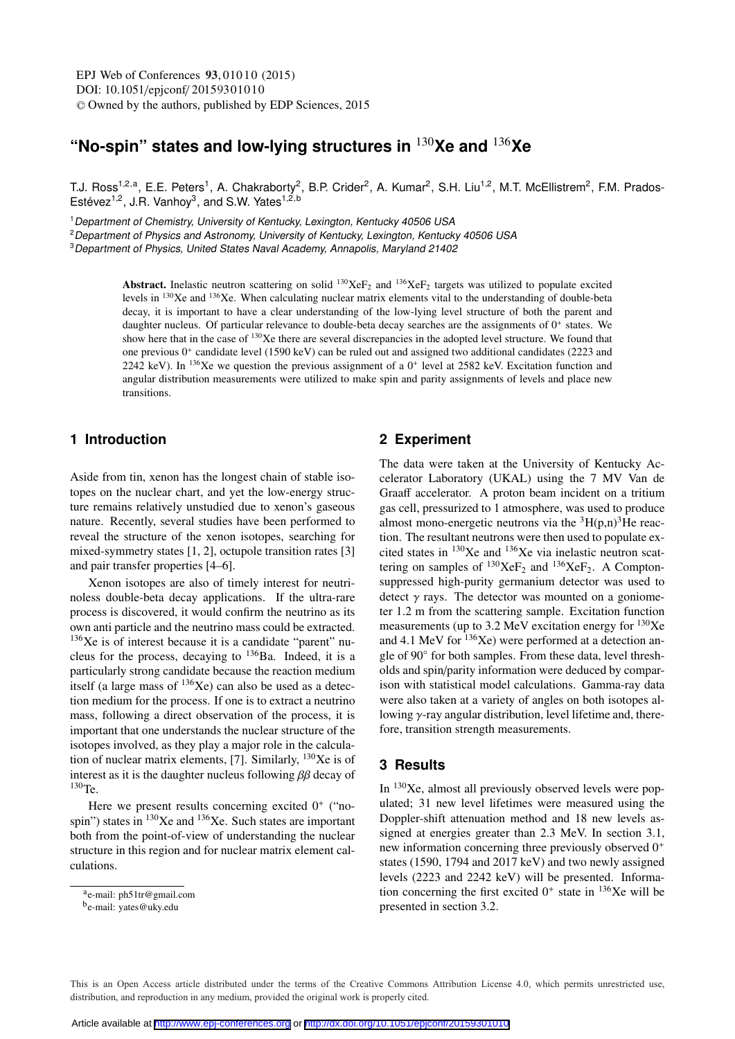# “No-spin” states and low-lying structures in $^{130}$Xe and $^{136}$Xe

T.J. Ross[1,2,a], E.E. Peters[1], A. Chakraborty[2], B.P. Crider[2], A. Kumar[2], S.H. Liu[1,2], M.T. McEllistrem[2], F.M. Prados-Estévez[1,2], J.R. Vanhoy[3], and S.W. Yates[1,2,b]

[1] Department of Chemistry, University of Kentucky, Lexington, Kentucky 40506 USA
[2] Department of Physics and Astronomy, University of Kentucky, Lexington, Kentucky 40506 USA
[3] Department of Physics, United States Naval Academy, Annapolis, Maryland 21402

**Abstract.** Inelastic neutron scattering on solid $^{130}XeF_2$ and $^{136}XeF_2$ targets was utilized to populate excited levels in $^{130}$Xe and $^{136}$Xe. When calculating nuclear matrix elements vital to the understanding of double-beta decay, it is important to have a clear understanding of the low-lying level structure of both the parent and daughter nucleus. Of particular relevance to double-beta decay searches are the assignments of $0^+$ states. We show here that in the case of $^{130}$Xe there are several discrepancies in the adopted level structure. We found that one previous $0^+$ candidate level (1590 keV) can be ruled out and assigned two additional candidates (2223 and 2242 keV). In $^{136}$Xe we question the previous assignment of a $0^+$ level at 2582 keV. Excitation function and angular distribution measurements were utilized to make spin and parity assignments of levels and place new transitions.

## 1 Introduction

Aside from tin, xenon has the longest chain of stable isotopes on the nuclear chart, and yet the low-energy structure remains relatively unstudied due to xenon’s gaseous nature. Recently, several studies have been performed to reveal the structure of the xenon isotopes, searching for mixed-symmetry states [1, 2], octupole transition rates [3] and pair transfer properties [4–6].

Xenon isotopes are also of timely interest for neutrinoless double-beta decay applications. If the ultra-rare process is discovered, it would confirm the neutrino as its own anti particle and the neutrino mass could be extracted. $^{136}$Xe is of interest because it is a candidate “parent” nucleus for the process, decaying to $^{136}$Ba. Indeed, it is a particularly strong candidate because the reaction medium itself (a large mass of $^{136}$Xe) can also be used as a detection medium for the process. If one is to extract a neutrino mass, following a direct observation of the process, it is important that one understands the nuclear structure of the isotopes involved, as they play a major role in the calculation of nuclear matrix elements, [7]. Similarly, $^{130}$Xe is of interest as it is the daughter nucleus following $\beta\beta$ decay of $^{130}$Te.

Here we present results concerning excited $0^+$ (“no-spin”) states in $^{130}$Xe and $^{136}$Xe. Such states are important both from the point-of-view of understanding the nuclear structure in this region and for nuclear matrix element calculations.

## 2 Experiment

The data were taken at the University of Kentucky Accelerator Laboratory (UKAL) using the 7 MV Van de Graaff accelerator. A proton beam incident on a tritium gas cell, pressurized to 1 atmosphere, was used to produce almost mono-energetic neutrons via the $^{3}$H(p,n)$^{3}$He reaction. The resultant neutrons were then used to populate excited states in $^{130}$Xe and $^{136}$Xe via inelastic neutron scattering on samples of $^{130}XeF_2$ and $^{136}XeF_2$. A Compton-suppressed high-purity germanium detector was used to detect $\gamma$ rays. The detector was mounted on a goniometer 1.2 m from the scattering sample. Excitation function measurements (up to 3.2 MeV excitation energy for $^{130}$Xe and 4.1 MeV for $^{136}$Xe) were performed at a detection angle of 90° for both samples. From these data, level thresholds and spin/parity information were deduced by comparison with statistical model calculations. Gamma-ray data were also taken at a variety of angles on both isotopes allowing $\gamma$-ray angular distribution, level lifetime and, therefore, transition strength measurements.

## 3 Results

In $^{130}$Xe, almost all previously observed levels were populated; 31 new level lifetimes were measured using the Doppler-shift attenuation method and 18 new levels assigned at energies greater than 2.3 MeV. In section 3.1, new information concerning three previously observed $0^+$ states (1590, 1794 and 2017 keV) and two newly assigned levels (2223 and 2242 keV) will be presented. Information concerning the first excited $0^+$ state in $^{136}$Xe will be presented in section 3.2.

[a] e-mail: ph51tr@gmail.com
[b] e-mail: yates@uky.edu

This is an Open Access article distributed under the terms of the Creative Commons Attribution License 4.0, which permits unrestricted use, distribution, and reproduction in any medium, provided the original work is properly cited.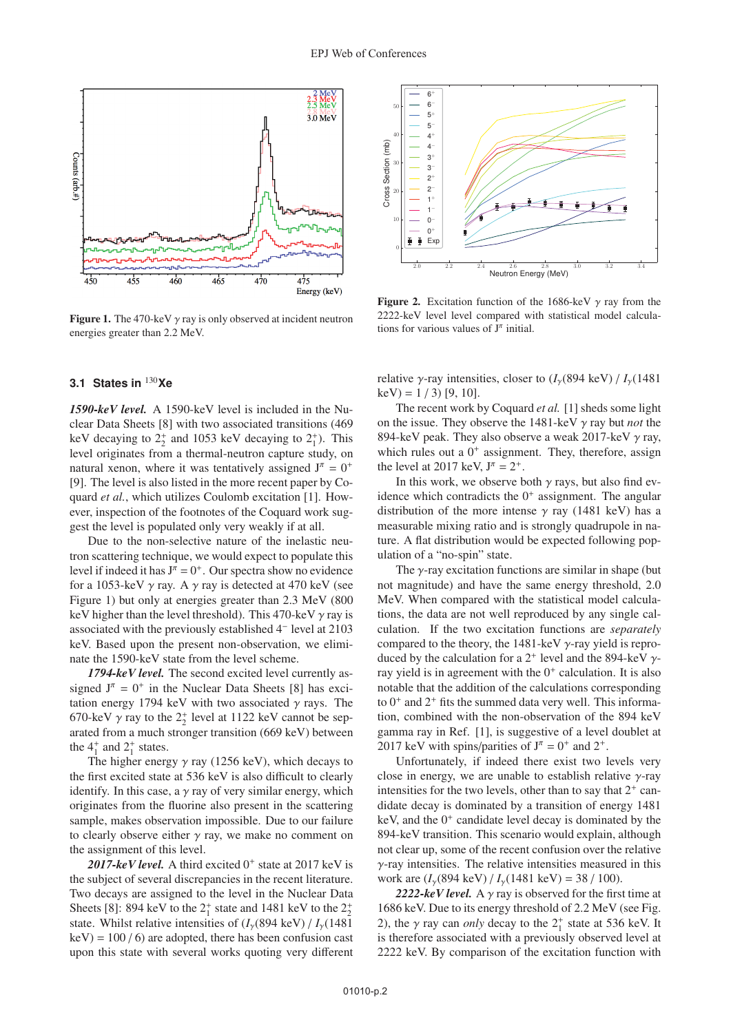**Figure 1.** The 470-keV $\gamma$ ray is only observed at incident neutron energies greater than 2.2 MeV.

**Figure 2.** Excitation function of the 1686-keV $\gamma$ ray from the 2222-keV level level compared with statistical model calculations for various values of $J^\pi$ initial.

### 3.1 States in $^{130}$Xe

***1590-keV level.*** A 1590-keV level is included in the Nuclear Data Sheets [8] with two associated transitions (469 keV decaying to $2_2^+$ and 1053 keV decaying to $2_1^+$). This level originates from a thermal-neutron capture study, on natural xenon, where it was tentatively assigned $J^\pi = 0^+$ [9]. The level is also listed in the more recent paper by Coquard *et al.*, which utilizes Coulomb excitation [1]. However, inspection of the footnotes of the Coquard work suggest the level is populated only very weakly if at all.

Due to the non-selective nature of the inelastic neutron scattering technique, we would expect to populate this level if indeed it has $J^\pi = 0^+$. Our spectra show no evidence for a 1053-keV $\gamma$ ray. A $\gamma$ ray is detected at 470 keV (see Figure 1) but only at energies greater than 2.3 MeV (800 keV higher than the level threshold). This 470-keV $\gamma$ ray is associated with the previously established $4^-$ level at 2103 keV. Based upon the present non-observation, we eliminate the 1590-keV state from the level scheme.

***1794-keV level.*** The second excited level currently assigned $J^\pi = 0^+$ in the Nuclear Data Sheets [8] has excitation energy 1794 keV with two associated $\gamma$ rays. The 670-keV $\gamma$ ray to the $2_2^+$ level at 1122 keV cannot be separated from a much stronger transition (669 keV) between the $4_1^+$ and $2_1^+$ states.

The higher energy $\gamma$ ray (1256 keV), which decays to the first excited state at 536 keV is also difficult to clearly identify. In this case, a $\gamma$ ray of very similar energy, which originates from the fluorine also present in the scattering sample, makes observation impossible. Due to our failure to clearly observe either $\gamma$ ray, we make no comment on the assignment of this level.

***2017-keV level.*** A third excited $0^+$ state at 2017 keV is the subject of several discrepancies in the recent literature. Two decays are assigned to the level in the Nuclear Data Sheets [8]: 894 keV to the $2_1^+$ state and 1481 keV to the $2_2^+$ state. Whilst relative intensities of ($I_\gamma$(894 keV) / $I_\gamma$(1481 keV) = 100 / 6) are adopted, there has been confusion cast upon this state with several works quoting very different relative $\gamma$-ray intensities, closer to ($I_\gamma$(894 keV) / $I_\gamma$(1481 keV) = 1 / 3) [9, 10].

The recent work by Coquard *et al.* [1] sheds some light on the issue. They observe the 1481-keV $\gamma$ ray but *not* the 894-keV peak. They also observe a weak 2017-keV $\gamma$ ray, which rules out a $0^+$ assignment. They, therefore, assign the level at 2017 keV, $J^\pi = 2^+$.

In this work, we observe both $\gamma$ rays, but also find evidence which contradicts the $0^+$ assignment. The angular distribution of the more intense $\gamma$ ray (1481 keV) has a measurable mixing ratio and is strongly quadrupole in nature. A flat distribution would be expected following population of a "no-spin" state.

The $\gamma$-ray excitation functions are similar in shape (but not magnitude) and have the same energy threshold, 2.0 MeV. When compared with the statistical model calculations, the data are not well reproduced by any single calculation. If the two excitation functions are *separately* compared to the theory, the 1481-keV $\gamma$-ray yield is reproduced by the calculation for a $2^+$ level and the 894-keV $\gamma$-ray yield is in agreement with the $0^+$ calculation. It is also notable that the addition of the calculations corresponding to $0^+$ and $2^+$ fits the summed data very well. This information, combined with the non-observation of the 894 keV gamma ray in Ref. [1], is suggestive of a level doublet at 2017 keV with spins/parities of $J^\pi = 0^+$ and $2^+$.

Unfortunately, if indeed there exist two levels very close in energy, we are unable to establish relative $\gamma$-ray intensities for the two levels, other than to say that $2^+$ candidate decay is dominated by a transition of energy 1481 keV, and the $0^+$ candidate level decay is dominated by the 894-keV transition. This scenario would explain, although not clear up, some of the recent confusion over the relative $\gamma$-ray intensities. The relative intensities measured in this work are ($I_\gamma$(894 keV) / $I_\gamma$(1481 keV) = 38 / 100).

***2222-keV level.*** A $\gamma$ ray is observed for the first time at 1686 keV. Due to its energy threshold of 2.2 MeV (see Fig. 2), the $\gamma$ ray can *only* decay to the $2_1^+$ state at 536 keV. It is therefore associated with a previously observed level at 2222 keV. By comparison of the excitation function with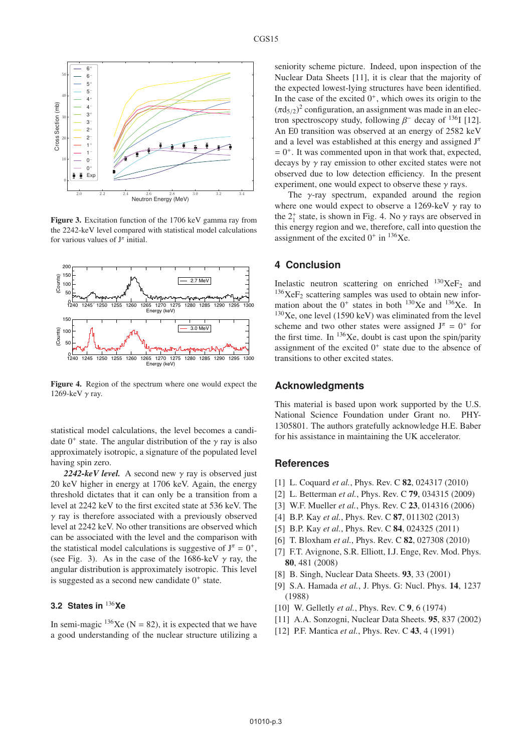Cross Section (mb)

50
40
30
20
10
0

2.0 2.2 2.4 2.6 2.8 3.0 3.2 3.4

Neutron Energy (MeV)

6+
6−
5+
5−
4+
4−
3+
3−
2+
2−
1+
1−
0−
0+
Exp

**Figure 3.** Excitation function of the 1706 keV gamma ray from the 2242-keV level compared with statistical model calculations for various values of $J^\pi$ initial.

(Counts)

200
150
100
50
0

1240 1245 1250 1255 1260 1265 1270 1275 1280 1285 1290 1295 1300

Energy (keV)

2.7 MeV

(Counts)

150
100
50
0

1240 1245 1250 1255 1260 1265 1270 1275 1280 1285 1290 1295 1300

Energy (keV)

3.0 MeV

**Figure 4.** Region of the spectrum where one would expect the 1269-keV $\gamma$ ray.

statistical model calculations, the level becomes a candidate $0^+$ state. The angular distribution of the $\gamma$ ray is also approximately isotropic, a signature of the populated level having spin zero.

***2242-keV level.*** A second new $\gamma$ ray is observed just 20 keV higher in energy at 1706 keV. Again, the energy threshold dictates that it can only be a transition from a level at 2242 keV to the first excited state at 536 keV. The $\gamma$ ray is therefore associated with a previously observed level at 2242 keV. No other transitions are observed which can be associated with the level and the comparison with the statistical model calculations is suggestive of $J^\pi = 0^+$, (see Fig. 3). As in the case of the 1686-keV $\gamma$ ray, the angular distribution is approximately isotropic. This level is suggested as a second new candidate $0^+$ state.

### 3.2 States in $^{136}$Xe

In semi-magic $^{136}$Xe (N = 82), it is expected that we have a good understanding of the nuclear structure utilizing a seniority scheme picture. Indeed, upon inspection of the Nuclear Data Sheets [11], it is clear that the majority of the expected lowest-lying structures have been identified. In the case of the excited $0^+$, which owes its origin to the $(\pi d_{5/2})^2$ configuration, an assignment was made in an electron spectroscopy study, following $\beta^-$ decay of $^{136}$I [12]. An E0 transition was observed at an energy of 2582 keV and a level was established at this energy and assigned $J^\pi = 0^+$. It was commented upon in that work that, expected, decays by $\gamma$ ray emission to other excited states were not observed due to low detection efficiency. In the present experiment, one would expect to observe these $\gamma$ rays.

The $\gamma$-ray spectrum, expanded around the region where one would expect to observe a 1269-keV $\gamma$ ray to the $2_1^+$ state, is shown in Fig. 4. No $\gamma$ rays are observed in this energy region and we, therefore, call into question the assignment of the excited $0^+$ in $^{136}$Xe.

## 4 Conclusion

Inelastic neutron scattering on enriched $^{130}XeF_2$ and $^{136}XeF_2$ scattering samples was used to obtain new information about the $0^+$ states in both $^{130}$Xe and $^{136}$Xe. In $^{130}$Xe, one level (1590 keV) was eliminated from the level scheme and two other states were assigned $J^\pi = 0^+$ for the first time. In $^{136}$Xe, doubt is cast upon the spin/parity assignment of the excited $0^+$ state due to the absence of transitions to other excited states.

## Acknowledgments

This material is based upon work supported by the U.S. National Science Foundation under Grant no. PHY-1305801. The authors gratefully acknowledge H.E. Baber for his assistance in maintaining the UK accelerator.

## References

[1] L. Coquard *et al.*, Phys. Rev. C **82**, 024317 (2010)
[2] L. Betterman *et al.*, Phys. Rev. C **79**, 034315 (2009)
[3] W.F. Mueller *et al.*, Phys. Rev. C **23**, 014316 (2006)
[4] B.P. Kay *et al.*, Phys. Rev. C **87**, 011302 (2013)
[5] B.P. Kay *et al.*, Phys. Rev. C **84**, 024325 (2011)
[6] T. Bloxham *et al.*, Phys. Rev. C **82**, 027308 (2010)
[7] F.T. Avignone, S.R. Elliott, I.J. Enge, Rev. Mod. Phys. **80**, 481 (2008)
[8] B. Singh, Nuclear Data Sheets. **93**, 33 (2001)
[9] S.A. Hamada *et al.*, J. Phys. G: Nucl. Phys. **14**, 1237 (1988)
[10] W. Gelletly *et al.*, Phys. Rev. C **9**, 6 (1974)
[11] A.A. Sonzogni, Nuclear Data Sheets. **95**, 837 (2002)
[12] P.F. Mantica *et al.*, Phys. Rev. C **43**, 4 (1991)